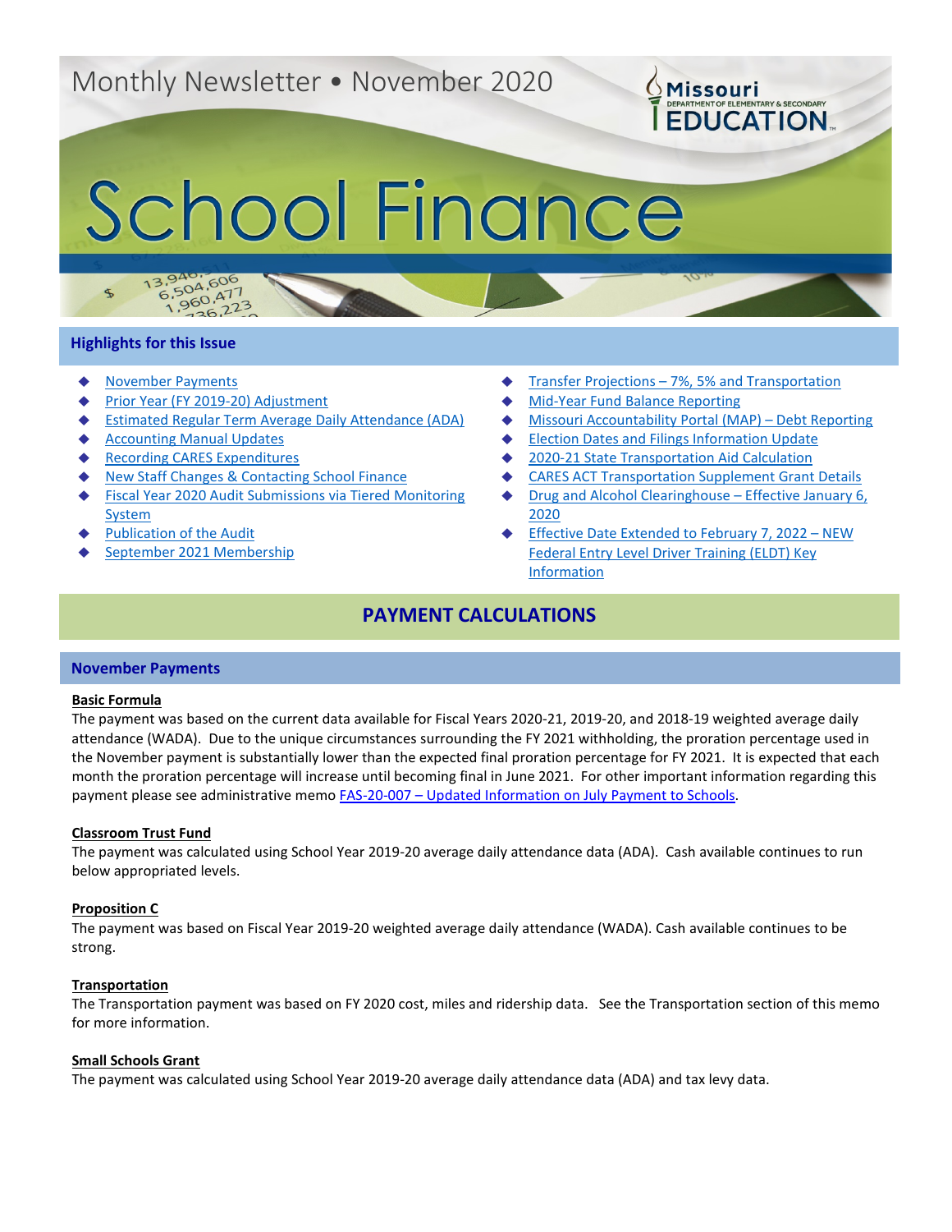Monthly Newsletter • November 2020

Missouri Department of Elementary & Secondary Education

# School Finance

## Highlights for this Issue

- November Payments
- Prior Year (FY 2019-20) Adjustment
- Estimated Regular Term Average Daily Attendance (ADA)
- Accounting Manual Updates
- Recording CARES Expenditures
- New Staff Changes & Contacting School Finance
- Fiscal Year 2020 Audit Submissions via Tiered Monitoring System
- Publication of the Audit
- September 2021 Membership
- Transfer Projections – 7%, 5% and Transportation
- Mid-Year Fund Balance Reporting
- Missouri Accountability Portal (MAP) – Debt Reporting
- Election Dates and Filings Information Update
- 2020-21 State Transportation Aid Calculation
- CARES ACT Transportation Supplement Grant Details
- Drug and Alcohol Clearinghouse – Effective January 6, 2020
- Effective Date Extended to February 7, 2022 – NEW Federal Entry Level Driver Training (ELDT) Key Information

# PAYMENT CALCULATIONS

## November Payments

**Basic Formula**

The payment was based on the current data available for Fiscal Years 2020-21, 2019-20, and 2018-19 weighted average daily attendance (WADA). Due to the unique circumstances surrounding the FY 2021 withholding, the proration percentage used in the November payment is substantially lower than the expected final proration percentage for FY 2021. It is expected that each month the proration percentage will increase until becoming final in June 2021. For other important information regarding this payment please see administrative memo FAS-20-007 – Updated Information on July Payment to Schools.

**Classroom Trust Fund**

The payment was calculated using School Year 2019-20 average daily attendance data (ADA). Cash available continues to run below appropriated levels.

**Proposition C**

The payment was based on Fiscal Year 2019-20 weighted average daily attendance (WADA). Cash available continues to be strong.

**Transportation**

The Transportation payment was based on FY 2020 cost, miles and ridership data. See the Transportation section of this memo for more information.

**Small Schools Grant**

The payment was calculated using School Year 2019-20 average daily attendance data (ADA) and tax levy data.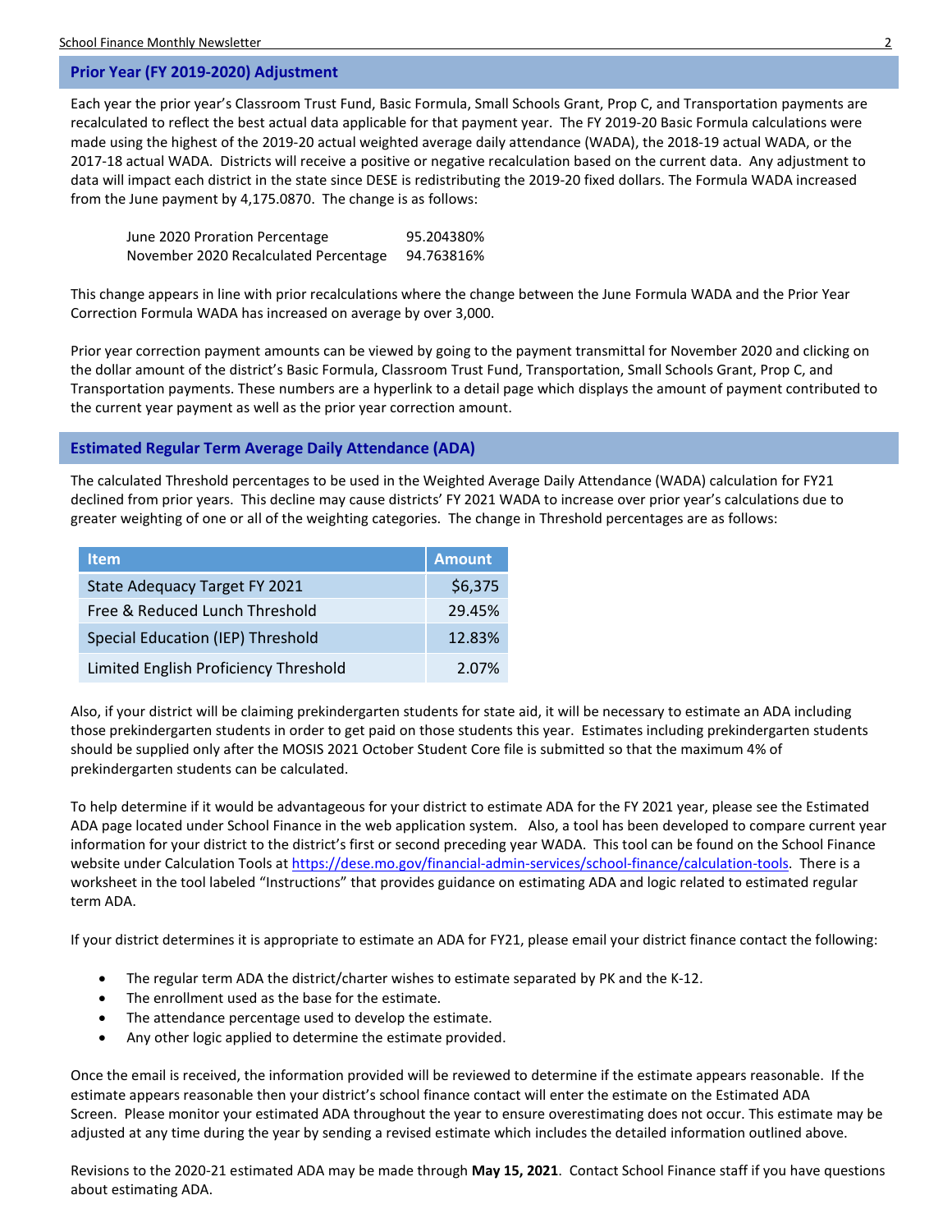## Prior Year (FY 2019-2020) Adjustment

Each year the prior year's Classroom Trust Fund, Basic Formula, Small Schools Grant, Prop C, and Transportation payments are recalculated to reflect the best actual data applicable for that payment year. The FY 2019-20 Basic Formula calculations were made using the highest of the 2019-20 actual weighted average daily attendance (WADA), the 2018-19 actual WADA, or the 2017-18 actual WADA. Districts will receive a positive or negative recalculation based on the current data. Any adjustment to data will impact each district in the state since DESE is redistributing the 2019-20 fixed dollars. The Formula WADA increased from the June payment by 4,175.0870. The change is as follows:

| | |
|---|---|
| June 2020 Proration Percentage | 95.204380% |
| November 2020 Recalculated Percentage | 94.763816% |

This change appears in line with prior recalculations where the change between the June Formula WADA and the Prior Year Correction Formula WADA has increased on average by over 3,000.

Prior year correction payment amounts can be viewed by going to the payment transmittal for November 2020 and clicking on the dollar amount of the district's Basic Formula, Classroom Trust Fund, Transportation, Small Schools Grant, Prop C, and Transportation payments. These numbers are a hyperlink to a detail page which displays the amount of payment contributed to the current year payment as well as the prior year correction amount.

## Estimated Regular Term Average Daily Attendance (ADA)

The calculated Threshold percentages to be used in the Weighted Average Daily Attendance (WADA) calculation for FY21 declined from prior years. This decline may cause districts' FY 2021 WADA to increase over prior year's calculations due to greater weighting of one or all of the weighting categories. The change in Threshold percentages are as follows:

| Item | Amount |
|---|---|
| State Adequacy Target FY 2021 | $6,375 |
| Free & Reduced Lunch Threshold | 29.45% |
| Special Education (IEP) Threshold | 12.83% |
| Limited English Proficiency Threshold | 2.07% |

Also, if your district will be claiming prekindergarten students for state aid, it will be necessary to estimate an ADA including those prekindergarten students in order to get paid on those students this year. Estimates including prekindergarten students should be supplied only after the MOSIS 2021 October Student Core file is submitted so that the maximum 4% of prekindergarten students can be calculated.

To help determine if it would be advantageous for your district to estimate ADA for the FY 2021 year, please see the Estimated ADA page located under School Finance in the web application system. Also, a tool has been developed to compare current year information for your district to the district's first or second preceding year WADA. This tool can be found on the School Finance website under Calculation Tools at https://dese.mo.gov/financial-admin-services/school-finance/calculation-tools. There is a worksheet in the tool labeled "Instructions" that provides guidance on estimating ADA and logic related to estimated regular term ADA.

If your district determines it is appropriate to estimate an ADA for FY21, please email your district finance contact the following:

- The regular term ADA the district/charter wishes to estimate separated by PK and the K-12.
- The enrollment used as the base for the estimate.
- The attendance percentage used to develop the estimate.
- Any other logic applied to determine the estimate provided.

Once the email is received, the information provided will be reviewed to determine if the estimate appears reasonable. If the estimate appears reasonable then your district's school finance contact will enter the estimate on the Estimated ADA Screen. Please monitor your estimated ADA throughout the year to ensure overestimating does not occur. This estimate may be adjusted at any time during the year by sending a revised estimate which includes the detailed information outlined above.

Revisions to the 2020-21 estimated ADA may be made through **May 15, 2021**. Contact School Finance staff if you have questions about estimating ADA.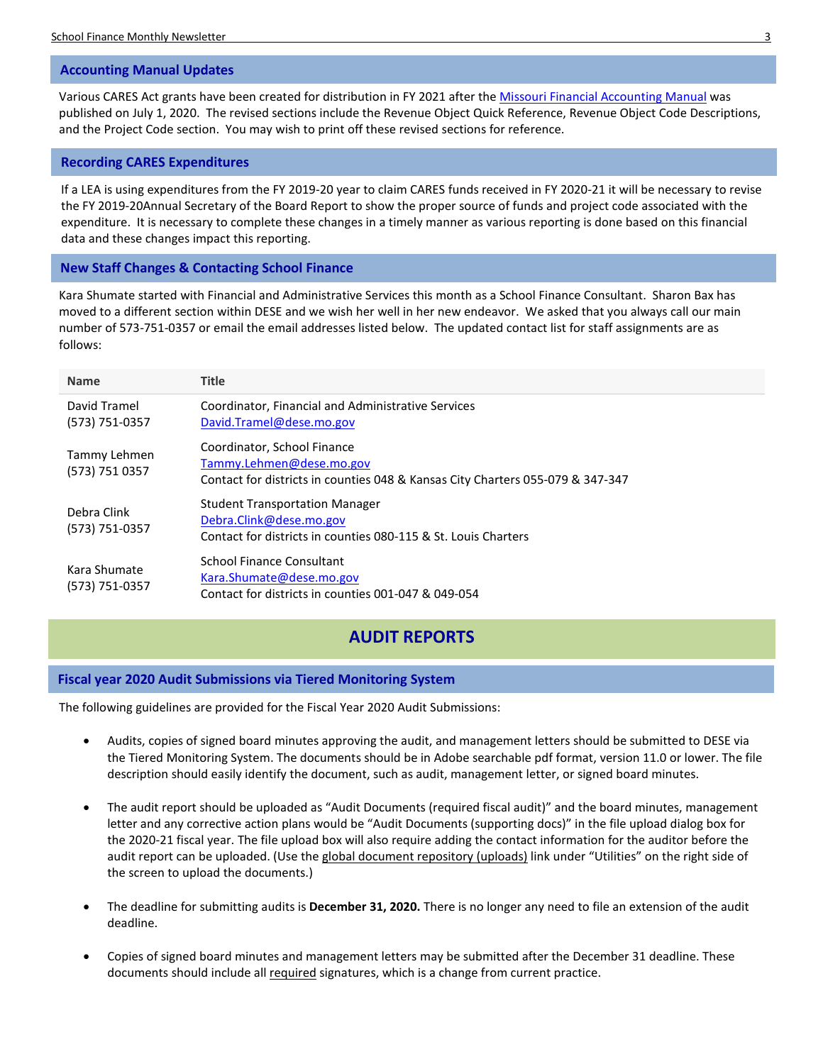## Accounting Manual Updates

Various CARES Act grants have been created for distribution in FY 2021 after the Missouri Financial Accounting Manual was published on July 1, 2020. The revised sections include the Revenue Object Quick Reference, Revenue Object Code Descriptions, and the Project Code section. You may wish to print off these revised sections for reference.

## Recording CARES Expenditures

If a LEA is using expenditures from the FY 2019-20 year to claim CARES funds received in FY 2020-21 it will be necessary to revise the FY 2019-20Annual Secretary of the Board Report to show the proper source of funds and project code associated with the expenditure. It is necessary to complete these changes in a timely manner as various reporting is done based on this financial data and these changes impact this reporting.

## New Staff Changes & Contacting School Finance

Kara Shumate started with Financial and Administrative Services this month as a School Finance Consultant. Sharon Bax has moved to a different section within DESE and we wish her well in her new endeavor. We asked that you always call our main number of 573-751-0357 or email the email addresses listed below. The updated contact list for staff assignments are as follows:

| Name | Title |
|---|---|
| David Tramel<br>(573) 751-0357 | Coordinator, Financial and Administrative Services<br>David.Tramel@dese.mo.gov |
| Tammy Lehmen<br>(573) 751 0357 | Coordinator, School Finance<br>Tammy.Lehmen@dese.mo.gov<br>Contact for districts in counties 048 & Kansas City Charters 055-079 & 347-347 |
| Debra Clink<br>(573) 751-0357 | Student Transportation Manager<br>Debra.Clink@dese.mo.gov<br>Contact for districts in counties 080-115 & St. Louis Charters |
| Kara Shumate<br>(573) 751-0357 | School Finance Consultant<br>Kara.Shumate@dese.mo.gov<br>Contact for districts in counties 001-047 & 049-054 |

# AUDIT REPORTS

## Fiscal year 2020 Audit Submissions via Tiered Monitoring System

The following guidelines are provided for the Fiscal Year 2020 Audit Submissions:

- Audits, copies of signed board minutes approving the audit, and management letters should be submitted to DESE via the Tiered Monitoring System. The documents should be in Adobe searchable pdf format, version 11.0 or lower. The file description should easily identify the document, such as audit, management letter, or signed board minutes.

- The audit report should be uploaded as "Audit Documents (required fiscal audit)" and the board minutes, management letter and any corrective action plans would be "Audit Documents (supporting docs)" in the file upload dialog box for the 2020-21 fiscal year. The file upload box will also require adding the contact information for the auditor before the audit report can be uploaded. (Use the global document repository (uploads) link under "Utilities" on the right side of the screen to upload the documents.)

- The deadline for submitting audits is **December 31, 2020.** There is no longer any need to file an extension of the audit deadline.

- Copies of signed board minutes and management letters may be submitted after the December 31 deadline. These documents should include all required signatures, which is a change from current practice.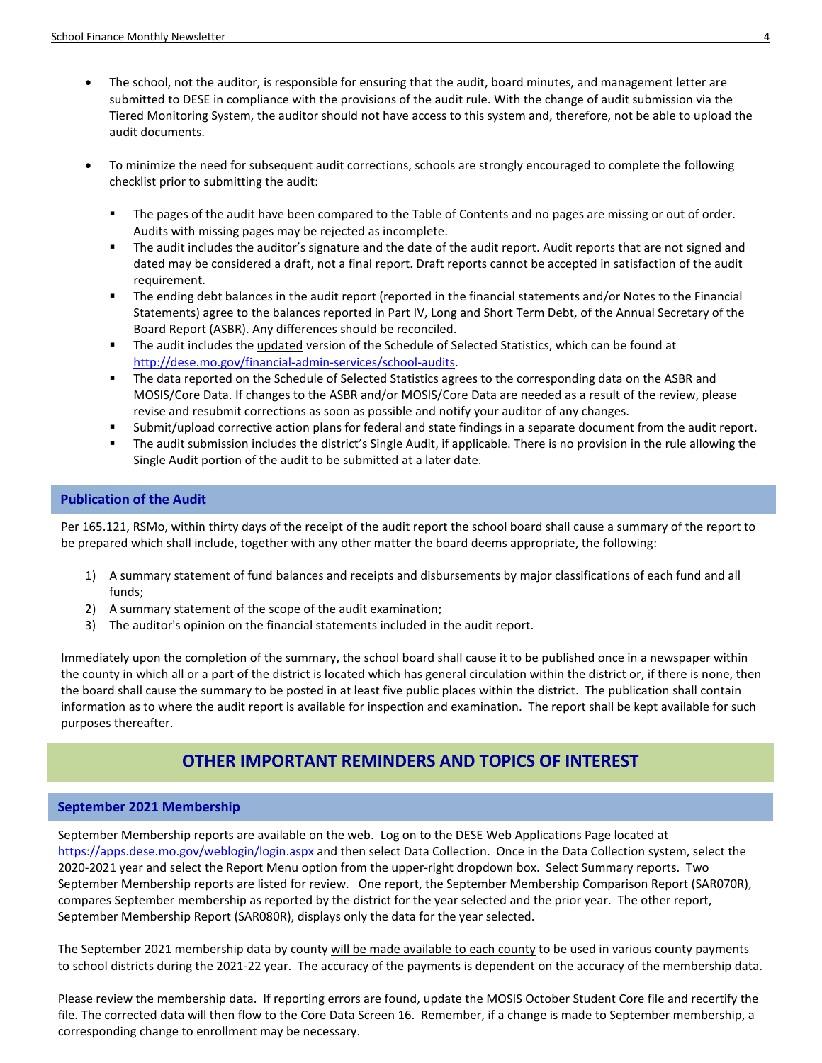- The school, not the auditor, is responsible for ensuring that the audit, board minutes, and management letter are submitted to DESE in compliance with the provisions of the audit rule. With the change of audit submission via the Tiered Monitoring System, the auditor should not have access to this system and, therefore, not be able to upload the audit documents.

- To minimize the need for subsequent audit corrections, schools are strongly encouraged to complete the following checklist prior to submitting the audit:

  - The pages of the audit have been compared to the Table of Contents and no pages are missing or out of order. Audits with missing pages may be rejected as incomplete.
  - The audit includes the auditor's signature and the date of the audit report. Audit reports that are not signed and dated may be considered a draft, not a final report. Draft reports cannot be accepted in satisfaction of the audit requirement.
  - The ending debt balances in the audit report (reported in the financial statements and/or Notes to the Financial Statements) agree to the balances reported in Part IV, Long and Short Term Debt, of the Annual Secretary of the Board Report (ASBR). Any differences should be reconciled.
  - The audit includes the updated version of the Schedule of Selected Statistics, which can be found at http://dese.mo.gov/financial-admin-services/school-audits.
  - The data reported on the Schedule of Selected Statistics agrees to the corresponding data on the ASBR and MOSIS/Core Data. If changes to the ASBR and/or MOSIS/Core Data are needed as a result of the review, please revise and resubmit corrections as soon as possible and notify your auditor of any changes.
  - Submit/upload corrective action plans for federal and state findings in a separate document from the audit report.
  - The audit submission includes the district's Single Audit, if applicable. There is no provision in the rule allowing the Single Audit portion of the audit to be submitted at a later date.

### Publication of the Audit

Per 165.121, RSMo, within thirty days of the receipt of the audit report the school board shall cause a summary of the report to be prepared which shall include, together with any other matter the board deems appropriate, the following:

1) A summary statement of fund balances and receipts and disbursements by major classifications of each fund and all funds;
2) A summary statement of the scope of the audit examination;
3) The auditor's opinion on the financial statements included in the audit report.

Immediately upon the completion of the summary, the school board shall cause it to be published once in a newspaper within the county in which all or a part of the district is located which has general circulation within the district or, if there is none, then the board shall cause the summary to be posted in at least five public places within the district. The publication shall contain information as to where the audit report is available for inspection and examination. The report shall be kept available for such purposes thereafter.

## OTHER IMPORTANT REMINDERS AND TOPICS OF INTEREST

### September 2021 Membership

September Membership reports are available on the web. Log on to the DESE Web Applications Page located at https://apps.dese.mo.gov/weblogin/login.aspx and then select Data Collection. Once in the Data Collection system, select the 2020-2021 year and select the Report Menu option from the upper-right dropdown box. Select Summary reports. Two September Membership reports are listed for review. One report, the September Membership Comparison Report (SAR070R), compares September membership as reported by the district for the year selected and the prior year. The other report, September Membership Report (SAR080R), displays only the data for the year selected.

The September 2021 membership data by county will be made available to each county to be used in various county payments to school districts during the 2021-22 year. The accuracy of the payments is dependent on the accuracy of the membership data.

Please review the membership data. If reporting errors are found, update the MOSIS October Student Core file and recertify the file. The corrected data will then flow to the Core Data Screen 16. Remember, if a change is made to September membership, a corresponding change to enrollment may be necessary.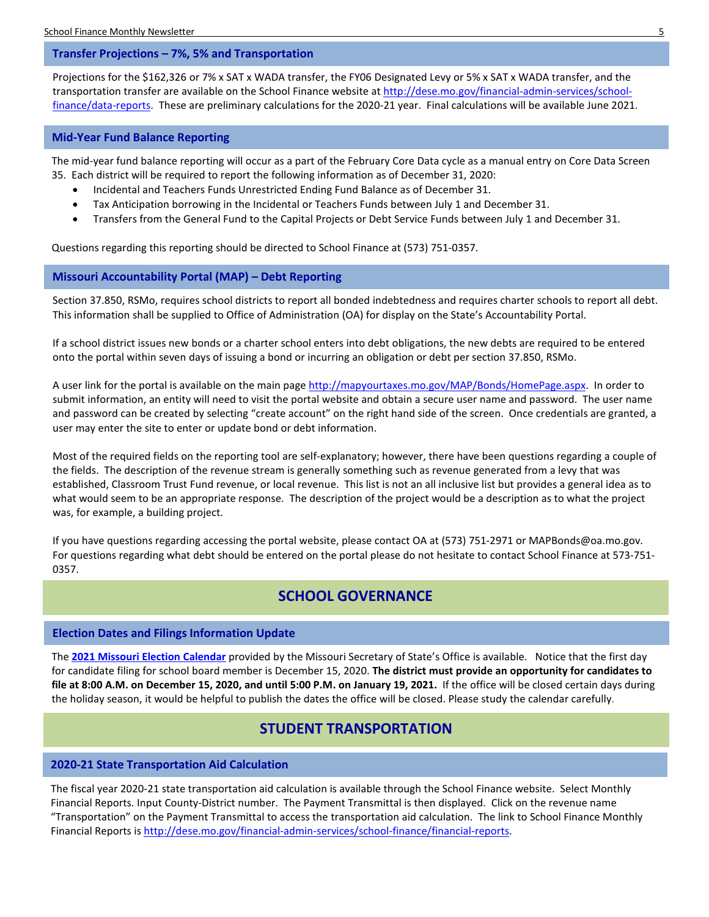## Transfer Projections – 7%, 5% and Transportation

Projections for the $162,326 or 7% x SAT x WADA transfer, the FY06 Designated Levy or 5% x SAT x WADA transfer, and the transportation transfer are available on the School Finance website at http://dese.mo.gov/financial-admin-services/school-finance/data-reports. These are preliminary calculations for the 2020-21 year. Final calculations will be available June 2021.

## Mid-Year Fund Balance Reporting

The mid-year fund balance reporting will occur as a part of the February Core Data cycle as a manual entry on Core Data Screen 35. Each district will be required to report the following information as of December 31, 2020:

- Incidental and Teachers Funds Unrestricted Ending Fund Balance as of December 31.
- Tax Anticipation borrowing in the Incidental or Teachers Funds between July 1 and December 31.
- Transfers from the General Fund to the Capital Projects or Debt Service Funds between July 1 and December 31.

Questions regarding this reporting should be directed to School Finance at (573) 751-0357.

## Missouri Accountability Portal (MAP) – Debt Reporting

Section 37.850, RSMo, requires school districts to report all bonded indebtedness and requires charter schools to report all debt. This information shall be supplied to Office of Administration (OA) for display on the State's Accountability Portal.

If a school district issues new bonds or a charter school enters into debt obligations, the new debts are required to be entered onto the portal within seven days of issuing a bond or incurring an obligation or debt per section 37.850, RSMo.

A user link for the portal is available on the main page http://mapyourtaxes.mo.gov/MAP/Bonds/HomePage.aspx. In order to submit information, an entity will need to visit the portal website and obtain a secure user name and password. The user name and password can be created by selecting "create account" on the right hand side of the screen. Once credentials are granted, a user may enter the site to enter or update bond or debt information.

Most of the required fields on the reporting tool are self-explanatory; however, there have been questions regarding a couple of the fields. The description of the revenue stream is generally something such as revenue generated from a levy that was established, Classroom Trust Fund revenue, or local revenue. This list is not an all inclusive list but provides a general idea as to what would seem to be an appropriate response. The description of the project would be a description as to what the project was, for example, a building project.

If you have questions regarding accessing the portal website, please contact OA at (573) 751-2971 or MAPBonds@oa.mo.gov. For questions regarding what debt should be entered on the portal please do not hesitate to contact School Finance at 573-751-0357.

# SCHOOL GOVERNANCE

## Election Dates and Filings Information Update

The **2021 Missouri Election Calendar** provided by the Missouri Secretary of State's Office is available. Notice that the first day for candidate filing for school board member is December 15, 2020. **The district must provide an opportunity for candidates to file at 8:00 A.M. on December 15, 2020, and until 5:00 P.M. on January 19, 2021.** If the office will be closed certain days during the holiday season, it would be helpful to publish the dates the office will be closed. Please study the calendar carefully.

# STUDENT TRANSPORTATION

## 2020-21 State Transportation Aid Calculation

The fiscal year 2020-21 state transportation aid calculation is available through the School Finance website. Select Monthly Financial Reports. Input County-District number. The Payment Transmittal is then displayed. Click on the revenue name "Transportation" on the Payment Transmittal to access the transportation aid calculation. The link to School Finance Monthly Financial Reports is http://dese.mo.gov/financial-admin-services/school-finance/financial-reports.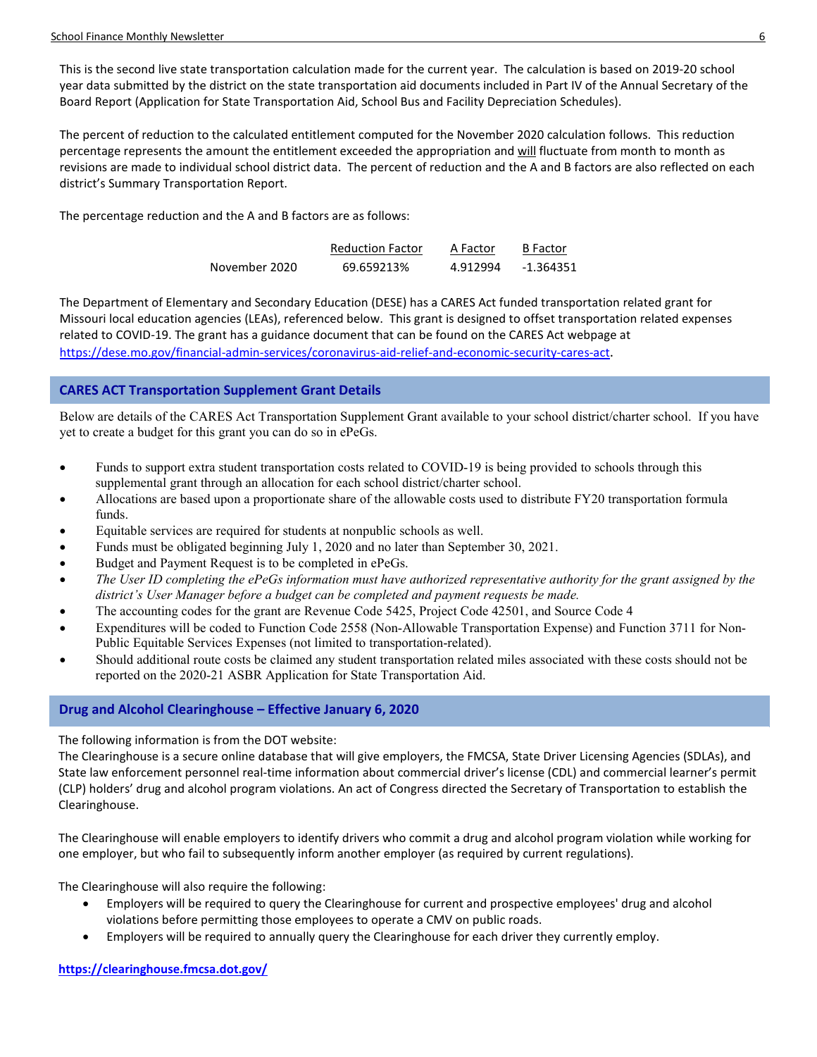This is the second live state transportation calculation made for the current year. The calculation is based on 2019-20 school year data submitted by the district on the state transportation aid documents included in Part IV of the Annual Secretary of the Board Report (Application for State Transportation Aid, School Bus and Facility Depreciation Schedules).

The percent of reduction to the calculated entitlement computed for the November 2020 calculation follows. This reduction percentage represents the amount the entitlement exceeded the appropriation and will fluctuate from month to month as revisions are made to individual school district data. The percent of reduction and the A and B factors are also reflected on each district's Summary Transportation Report.

The percentage reduction and the A and B factors are as follows:

| | Reduction Factor | A Factor | B Factor |
|---|---|---|---|
| November 2020 | 69.659213% | 4.912994 | -1.364351 |

The Department of Elementary and Secondary Education (DESE) has a CARES Act funded transportation related grant for Missouri local education agencies (LEAs), referenced below. This grant is designed to offset transportation related expenses related to COVID-19. The grant has a guidance document that can be found on the CARES Act webpage at https://dese.mo.gov/financial-admin-services/coronavirus-aid-relief-and-economic-security-cares-act.

## CARES ACT Transportation Supplement Grant Details

Below are details of the CARES Act Transportation Supplement Grant available to your school district/charter school. If you have yet to create a budget for this grant you can do so in ePeGs.

- Funds to support extra student transportation costs related to COVID-19 is being provided to schools through this supplemental grant through an allocation for each school district/charter school.
- Allocations are based upon a proportionate share of the allowable costs used to distribute FY20 transportation formula funds.
- Equitable services are required for students at nonpublic schools as well.
- Funds must be obligated beginning July 1, 2020 and no later than September 30, 2021.
- Budget and Payment Request is to be completed in ePeGs.
- *The User ID completing the ePeGs information must have authorized representative authority for the grant assigned by the district's User Manager before a budget can be completed and payment requests be made.*
- The accounting codes for the grant are Revenue Code 5425, Project Code 42501, and Source Code 4
- Expenditures will be coded to Function Code 2558 (Non-Allowable Transportation Expense) and Function 3711 for Non-Public Equitable Services Expenses (not limited to transportation-related).
- Should additional route costs be claimed any student transportation related miles associated with these costs should not be reported on the 2020-21 ASBR Application for State Transportation Aid.

## Drug and Alcohol Clearinghouse – Effective January 6, 2020

The following information is from the DOT website:
The Clearinghouse is a secure online database that will give employers, the FMCSA, State Driver Licensing Agencies (SDLAs), and State law enforcement personnel real-time information about commercial driver's license (CDL) and commercial learner's permit (CLP) holders' drug and alcohol program violations. An act of Congress directed the Secretary of Transportation to establish the Clearinghouse.

The Clearinghouse will enable employers to identify drivers who commit a drug and alcohol program violation while working for one employer, but who fail to subsequently inform another employer (as required by current regulations).

The Clearinghouse will also require the following:

- Employers will be required to query the Clearinghouse for current and prospective employees' drug and alcohol violations before permitting those employees to operate a CMV on public roads.
- Employers will be required to annually query the Clearinghouse for each driver they currently employ.

**https://clearinghouse.fmcsa.dot.gov/**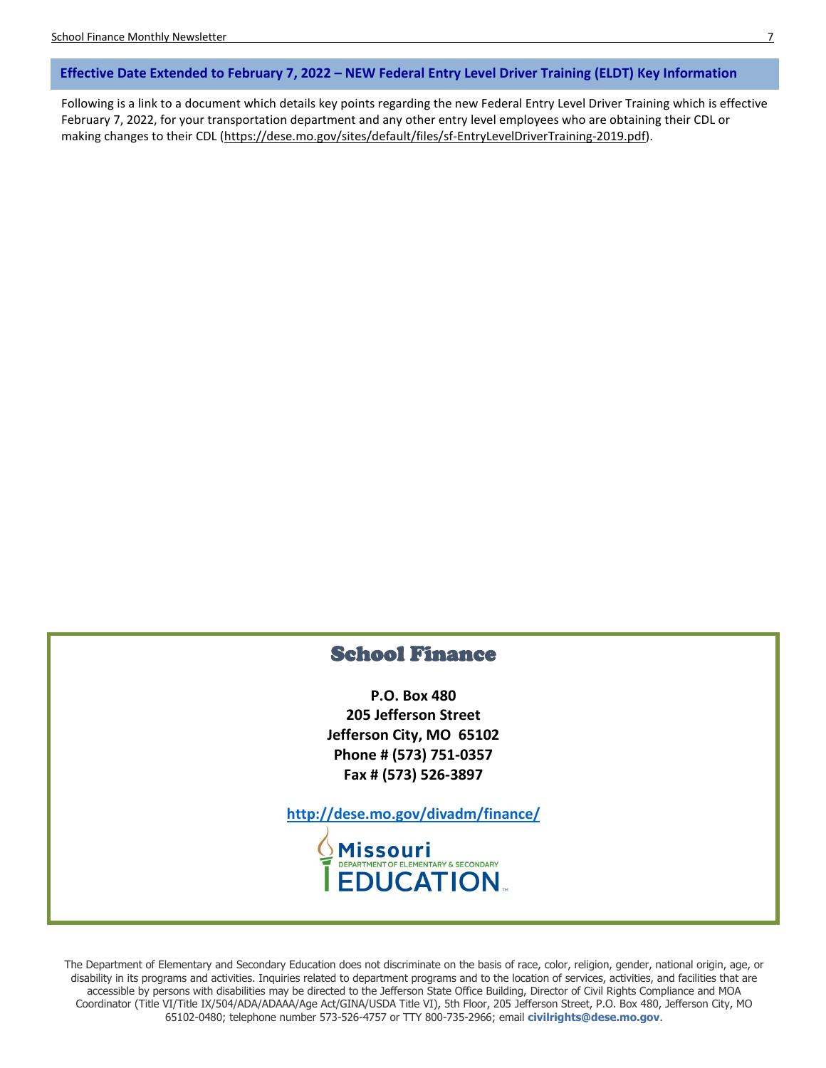## Effective Date Extended to February 7, 2022 – NEW Federal Entry Level Driver Training (ELDT) Key Information

Following is a link to a document which details key points regarding the new Federal Entry Level Driver Training which is effective February 7, 2022, for your transportation department and any other entry level employees who are obtaining their CDL or making changes to their CDL (https://dese.mo.gov/sites/default/files/sf-EntryLevelDriverTraining-2019.pdf).

## School Finance

**P.O. Box 480**
**205 Jefferson Street**
**Jefferson City, MO 65102**
**Phone # (573) 751-0357**
**Fax # (573) 526-3897**

**http://dese.mo.gov/divadm/finance/**

Missouri Department of Elementary & Secondary Education

The Department of Elementary and Secondary Education does not discriminate on the basis of race, color, religion, gender, national origin, age, or disability in its programs and activities. Inquiries related to department programs and to the location of services, activities, and facilities that are accessible by persons with disabilities may be directed to the Jefferson State Office Building, Director of Civil Rights Compliance and MOA Coordinator (Title VI/Title IX/504/ADA/ADAAA/Age Act/GINA/USDA Title VI), 5th Floor, 205 Jefferson Street, P.O. Box 480, Jefferson City, MO 65102-0480; telephone number 573-526-4757 or TTY 800-735-2966; email **civilrights@dese.mo.gov**.